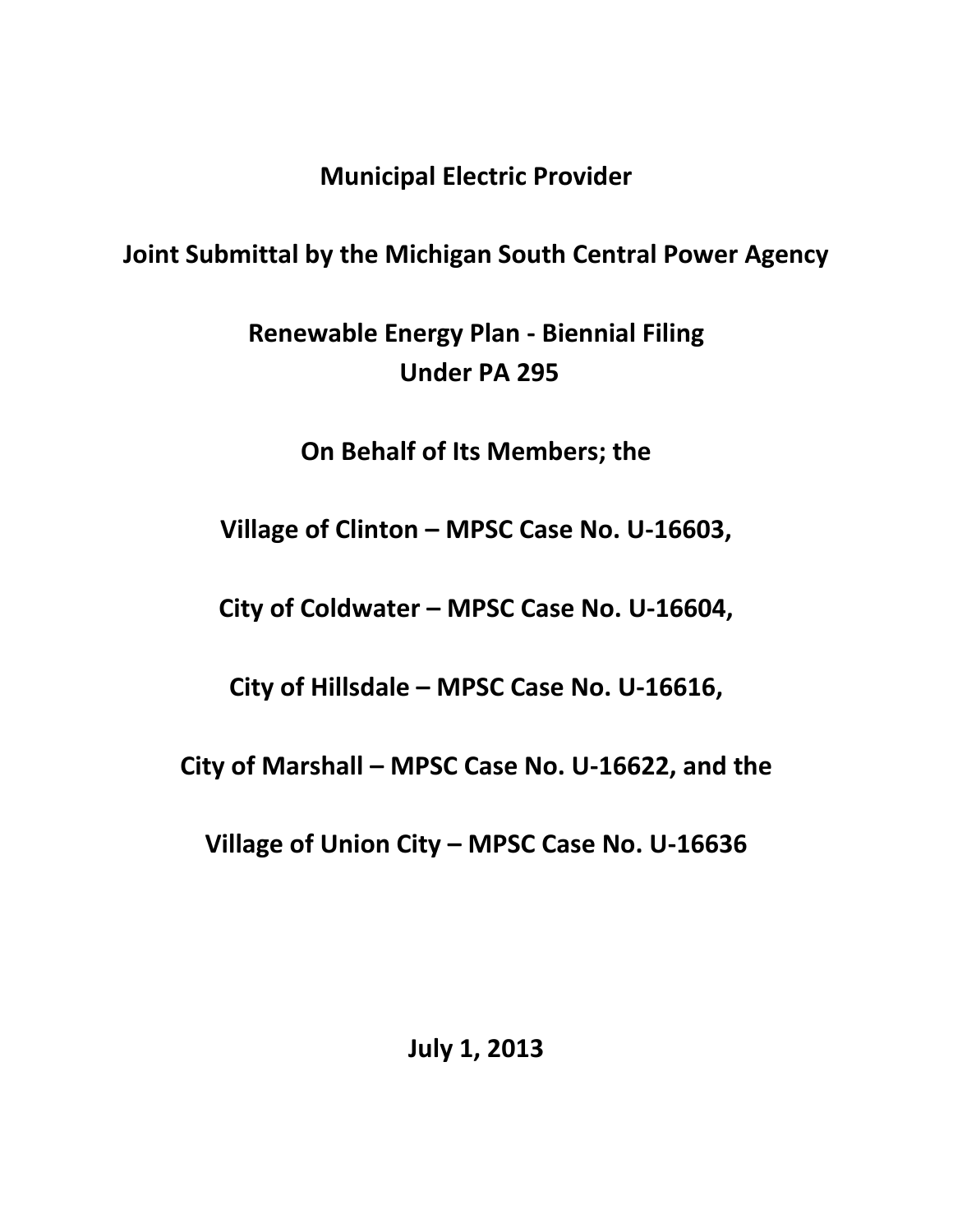**Municipal Electric Provider**

**Joint Submittal by the Michigan South Central Power Agency**

**Renewable Energy Plan - Biennial Filing**
**Under PA 295**

**On Behalf of Its Members; the**

**Village of Clinton – MPSC Case No. U-16603,**

**City of Coldwater – MPSC Case No. U-16604,**

**City of Hillsdale – MPSC Case No. U-16616,**

**City of Marshall – MPSC Case No. U-16622, and the**

**Village of Union City – MPSC Case No. U-16636**

**July 1, 2013**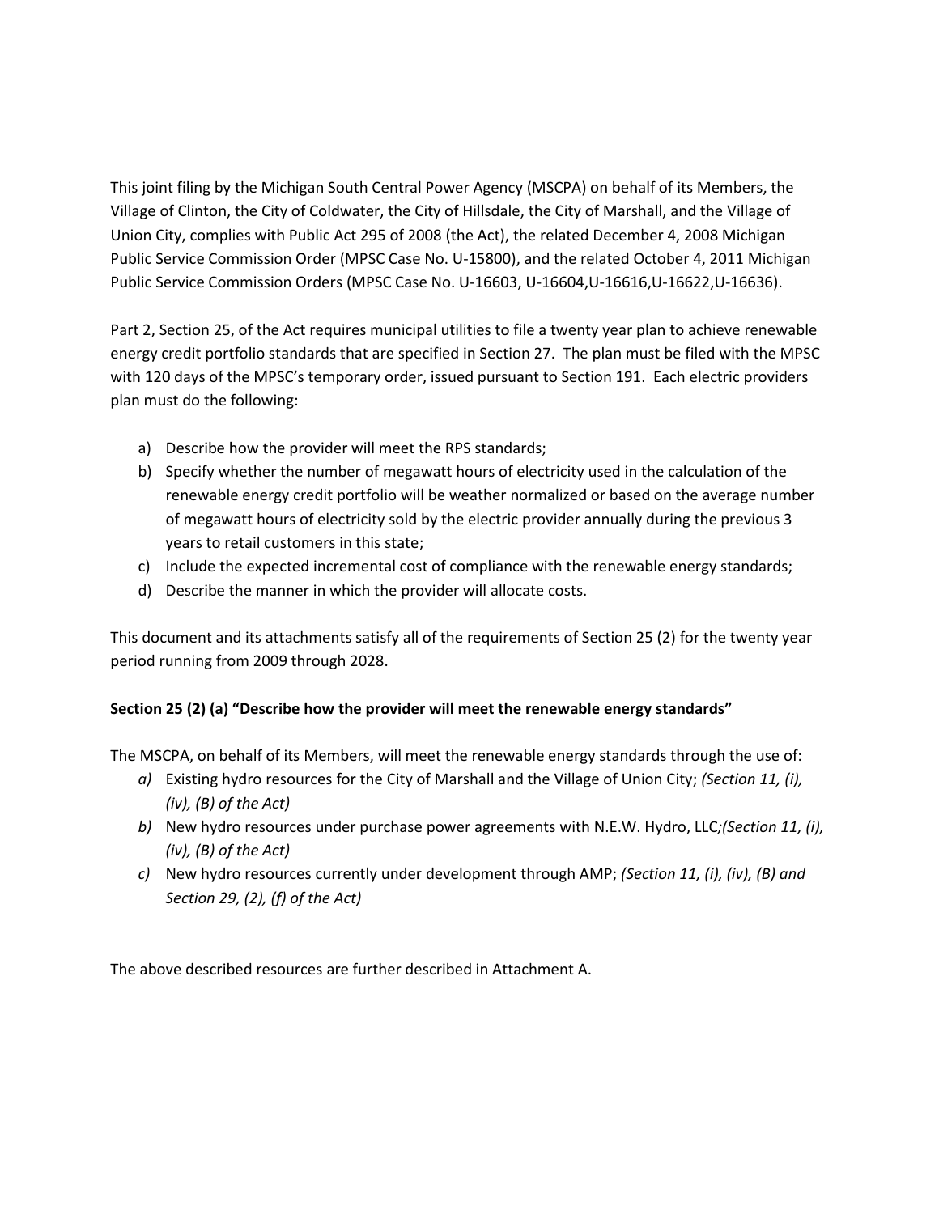This joint filing by the Michigan South Central Power Agency (MSCPA) on behalf of its Members, the Village of Clinton, the City of Coldwater, the City of Hillsdale, the City of Marshall, and the Village of Union City, complies with Public Act 295 of 2008 (the Act), the related December 4, 2008 Michigan Public Service Commission Order (MPSC Case No. U-15800), and the related October 4, 2011 Michigan Public Service Commission Orders (MPSC Case No. U-16603, U-16604,U-16616,U-16622,U-16636).

Part 2, Section 25, of the Act requires municipal utilities to file a twenty year plan to achieve renewable energy credit portfolio standards that are specified in Section 27. The plan must be filed with the MPSC with 120 days of the MPSC's temporary order, issued pursuant to Section 191. Each electric providers plan must do the following:

a) Describe how the provider will meet the RPS standards;
b) Specify whether the number of megawatt hours of electricity used in the calculation of the renewable energy credit portfolio will be weather normalized or based on the average number of megawatt hours of electricity sold by the electric provider annually during the previous 3 years to retail customers in this state;
c) Include the expected incremental cost of compliance with the renewable energy standards;
d) Describe the manner in which the provider will allocate costs.

This document and its attachments satisfy all of the requirements of Section 25 (2) for the twenty year period running from 2009 through 2028.

**Section 25 (2) (a) "Describe how the provider will meet the renewable energy standards"**

The MSCPA, on behalf of its Members, will meet the renewable energy standards through the use of:

*a)* Existing hydro resources for the City of Marshall and the Village of Union City; *(Section 11, (i), (iv), (B) of the Act)*
*b)* New hydro resources under purchase power agreements with N.E.W. Hydro, LLC;*(Section 11, (i), (iv), (B) of the Act)*
*c)* New hydro resources currently under development through AMP; *(Section 11, (i), (iv), (B) and Section 29, (2), (f) of the Act)*

The above described resources are further described in Attachment A.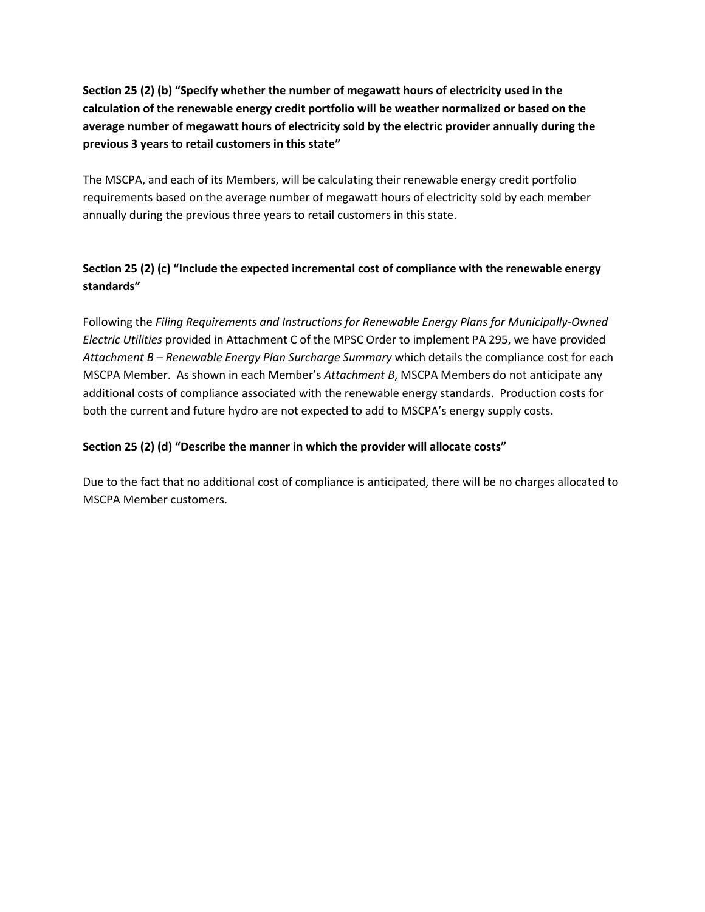**Section 25 (2) (b) "Specify whether the number of megawatt hours of electricity used in the calculation of the renewable energy credit portfolio will be weather normalized or based on the average number of megawatt hours of electricity sold by the electric provider annually during the previous 3 years to retail customers in this state"**

The MSCPA, and each of its Members, will be calculating their renewable energy credit portfolio requirements based on the average number of megawatt hours of electricity sold by each member annually during the previous three years to retail customers in this state.

**Section 25 (2) (c) "Include the expected incremental cost of compliance with the renewable energy standards"**

Following the *Filing Requirements and Instructions for Renewable Energy Plans for Municipally-Owned Electric Utilities* provided in Attachment C of the MPSC Order to implement PA 295, we have provided *Attachment B – Renewable Energy Plan Surcharge Summary* which details the compliance cost for each MSCPA Member. As shown in each Member's *Attachment B*, MSCPA Members do not anticipate any additional costs of compliance associated with the renewable energy standards. Production costs for both the current and future hydro are not expected to add to MSCPA's energy supply costs.

**Section 25 (2) (d) "Describe the manner in which the provider will allocate costs"**

Due to the fact that no additional cost of compliance is anticipated, there will be no charges allocated to MSCPA Member customers.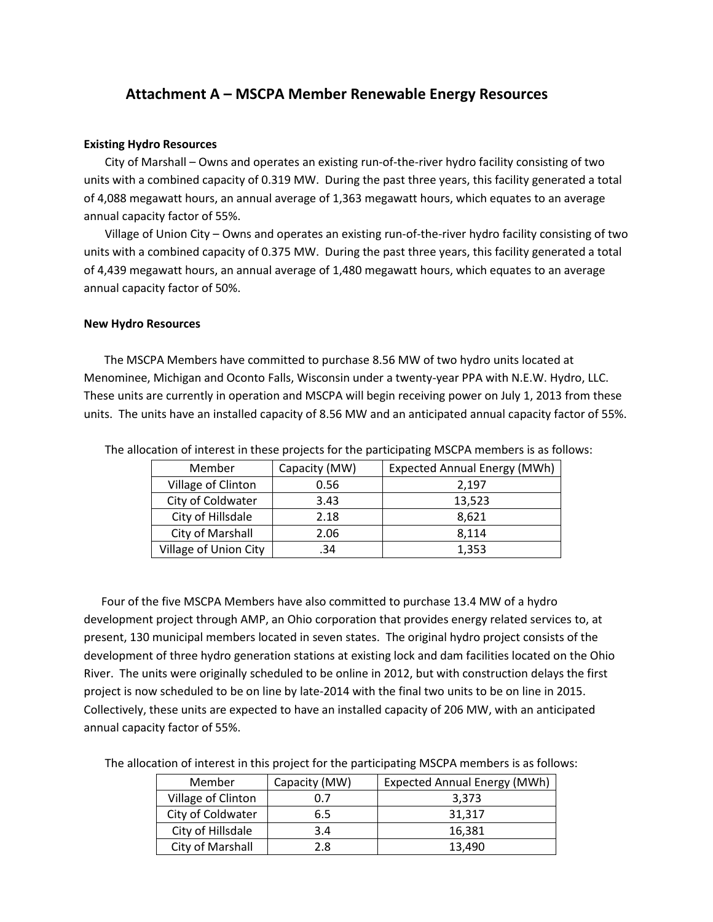# Attachment A – MSCPA Member Renewable Energy Resources

**Existing Hydro Resources**

City of Marshall – Owns and operates an existing run-of-the-river hydro facility consisting of two units with a combined capacity of 0.319 MW. During the past three years, this facility generated a total of 4,088 megawatt hours, an annual average of 1,363 megawatt hours, which equates to an average annual capacity factor of 55%.

Village of Union City – Owns and operates an existing run-of-the-river hydro facility consisting of two units with a combined capacity of 0.375 MW. During the past three years, this facility generated a total of 4,439 megawatt hours, an annual average of 1,480 megawatt hours, which equates to an average annual capacity factor of 50%.

**New Hydro Resources**

The MSCPA Members have committed to purchase 8.56 MW of two hydro units located at Menominee, Michigan and Oconto Falls, Wisconsin under a twenty-year PPA with N.E.W. Hydro, LLC. These units are currently in operation and MSCPA will begin receiving power on July 1, 2013 from these units. The units have an installed capacity of 8.56 MW and an anticipated annual capacity factor of 55%.

The allocation of interest in these projects for the participating MSCPA members is as follows:

| Member | Capacity (MW) | Expected Annual Energy (MWh) |
|---|---|---|
| Village of Clinton | 0.56 | 2,197 |
| City of Coldwater | 3.43 | 13,523 |
| City of Hillsdale | 2.18 | 8,621 |
| City of Marshall | 2.06 | 8,114 |
| Village of Union City | .34 | 1,353 |

Four of the five MSCPA Members have also committed to purchase 13.4 MW of a hydro development project through AMP, an Ohio corporation that provides energy related services to, at present, 130 municipal members located in seven states. The original hydro project consists of the development of three hydro generation stations at existing lock and dam facilities located on the Ohio River. The units were originally scheduled to be online in 2012, but with construction delays the first project is now scheduled to be on line by late-2014 with the final two units to be on line in 2015. Collectively, these units are expected to have an installed capacity of 206 MW, with an anticipated annual capacity factor of 55%.

The allocation of interest in this project for the participating MSCPA members is as follows:

| Member | Capacity (MW) | Expected Annual Energy (MWh) |
|---|---|---|
| Village of Clinton | 0.7 | 3,373 |
| City of Coldwater | 6.5 | 31,317 |
| City of Hillsdale | 3.4 | 16,381 |
| City of Marshall | 2.8 | 13,490 |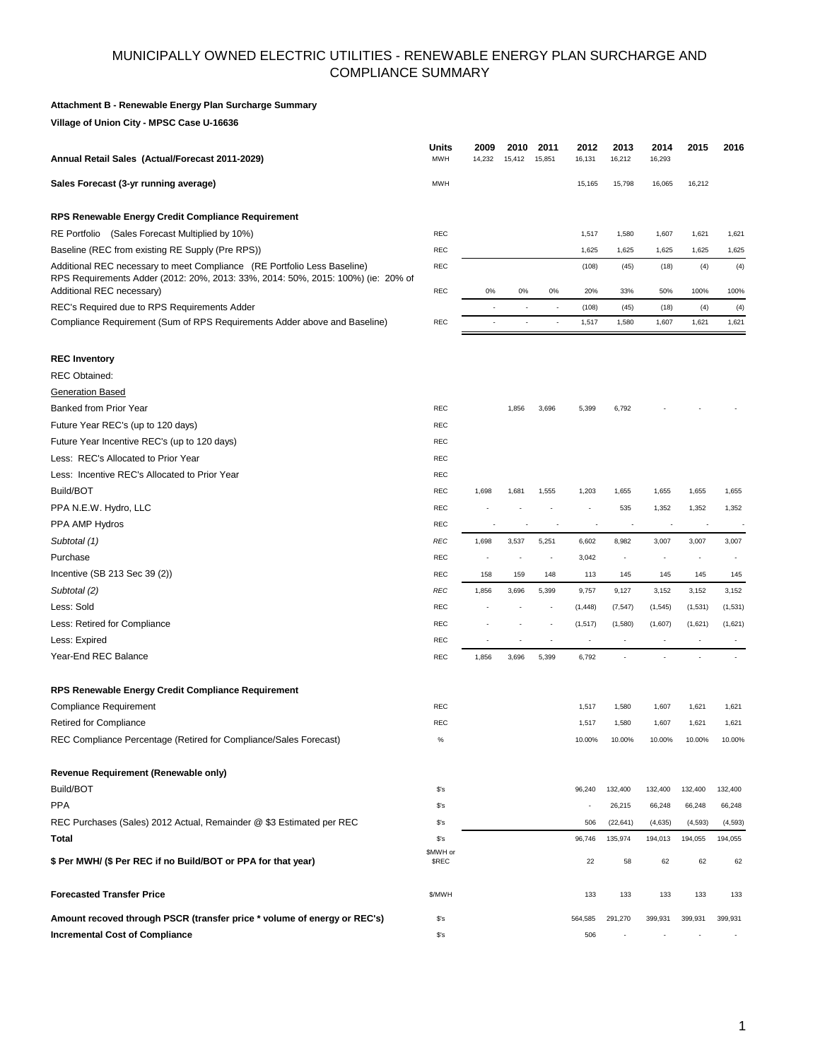# MUNICIPALLY OWNED ELECTRIC UTILITIES - RENEWABLE ENERGY PLAN SURCHARGE AND COMPLIANCE SUMMARY

**Attachment B - Renewable Energy Plan Surcharge Summary**

**Village of Union City - MPSC Case U-16636**

| | Units | 2009 | 2010 | 2011 | 2012 | 2013 | 2014 | 2015 | 2016 |
|---|---|---|---|---|---|---|---|---|---|
| **Annual Retail Sales (Actual/Forecast 2011-2029)** | MWH | 14,232 | 15,412 | 15,851 | 16,131 | 16,212 | 16,293 | | |
| **Sales Forecast (3-yr running average)** | MWH | | | | 15,165 | 15,798 | 16,065 | 16,212 | |
| **RPS Renewable Energy Credit Compliance Requirement** | | | | | | | | | |
| RE Portfolio (Sales Forecast Multiplied by 10%) | REC | | | | 1,517 | 1,580 | 1,607 | 1,621 | 1,621 |
| Baseline (REC from existing RE Supply (Pre RPS)) | REC | | | | 1,625 | 1,625 | 1,625 | 1,625 | 1,625 |
| Additional REC necessary to meet Compliance (RE Portfolio Less Baseline) | REC | | | | (108) | (45) | (18) | (4) | (4) |
| RPS Requirements Adder (2012: 20%, 2013: 33%, 2014: 50%, 2015: 100%) (ie: 20% of Additional REC necessary) | REC | 0% | 0% | 0% | 20% | 33% | 50% | 100% | 100% |
| REC's Required due to RPS Requirements Adder | | - | - | - | (108) | (45) | (18) | (4) | (4) |
| Compliance Requirement (Sum of RPS Requirements Adder above and Baseline) | REC | - | - | - | 1,517 | 1,580 | 1,607 | 1,621 | 1,621 |
| **REC Inventory** | | | | | | | | | |
| REC Obtained: | | | | | | | | | |
| Generation Based | | | | | | | | | |
| Banked from Prior Year | REC | | 1,856 | 3,696 | 5,399 | 6,792 | - | - | - |
| Future Year REC's (up to 120 days) | REC | | | | | | | | |
| Future Year Incentive REC's (up to 120 days) | REC | | | | | | | | |
| Less: REC's Allocated to Prior Year | REC | | | | | | | | |
| Less: Incentive REC's Allocated to Prior Year | REC | | | | | | | | |
| Build/BOT | REC | 1,698 | 1,681 | 1,555 | 1,203 | 1,655 | 1,655 | 1,655 | 1,655 |
| PPA N.E.W. Hydro, LLC | REC | - | - | - | - | 535 | 1,352 | 1,352 | 1,352 |
| PPA AMP Hydros | REC | - | - | - | - | - | - | - | - |
| *Subtotal (1)* | *REC* | 1,698 | 3,537 | 5,251 | 6,602 | 8,982 | 3,007 | 3,007 | 3,007 |
| Purchase | REC | - | - | - | 3,042 | - | - | - | - |
| Incentive (SB 213 Sec 39 (2)) | REC | 158 | 159 | 148 | 113 | 145 | 145 | 145 | 145 |
| *Subtotal (2)* | *REC* | 1,856 | 3,696 | 5,399 | 9,757 | 9,127 | 3,152 | 3,152 | 3,152 |
| Less: Sold | REC | - | - | - | (1,448) | (7,547) | (1,545) | (1,531) | (1,531) |
| Less: Retired for Compliance | REC | - | - | - | (1,517) | (1,580) | (1,607) | (1,621) | (1,621) |
| Less: Expired | REC | - | - | - | - | - | - | - | - |
| Year-End REC Balance | REC | 1,856 | 3,696 | 5,399 | 6,792 | - | - | - | - |
| **RPS Renewable Energy Credit Compliance Requirement** | | | | | | | | | |
| Compliance Requirement | REC | | | | 1,517 | 1,580 | 1,607 | 1,621 | 1,621 |
| Retired for Compliance | REC | | | | 1,517 | 1,580 | 1,607 | 1,621 | 1,621 |
| REC Compliance Percentage (Retired for Compliance/Sales Forecast) | % | | | | 10.00% | 10.00% | 10.00% | 10.00% | 10.00% |
| **Revenue Requirement (Renewable only)** | | | | | | | | | |
| Build/BOT | $'s | | | | 96,240 | 132,400 | 132,400 | 132,400 | 132,400 |
| PPA | $'s | | | | - | 26,215 | 66,248 | 66,248 | 66,248 |
| REC Purchases (Sales) 2012 Actual, Remainder @ $3 Estimated per REC | $'s | | | | 506 | (22,641) | (4,635) | (4,593) | (4,593) |
| **Total** | $'s | | | | 96,746 | 135,974 | 194,013 | 194,055 | 194,055 |
| **$ Per MWH/ ($ Per REC if no Build/BOT or PPA for that year)** | $MWH or $REC | | | | 22 | 58 | 62 | 62 | 62 |
| **Forecasted Transfer Price** | $/MWH | | | | 133 | 133 | 133 | 133 | 133 |
| **Amount recoved through PSCR (transfer price * volume of energy or REC's)** | $'s | | | | 564,585 | 291,270 | 399,931 | 399,931 | 399,931 |
| **Incremental Cost of Compliance** | $'s | | | | 506 | - | - | - | - |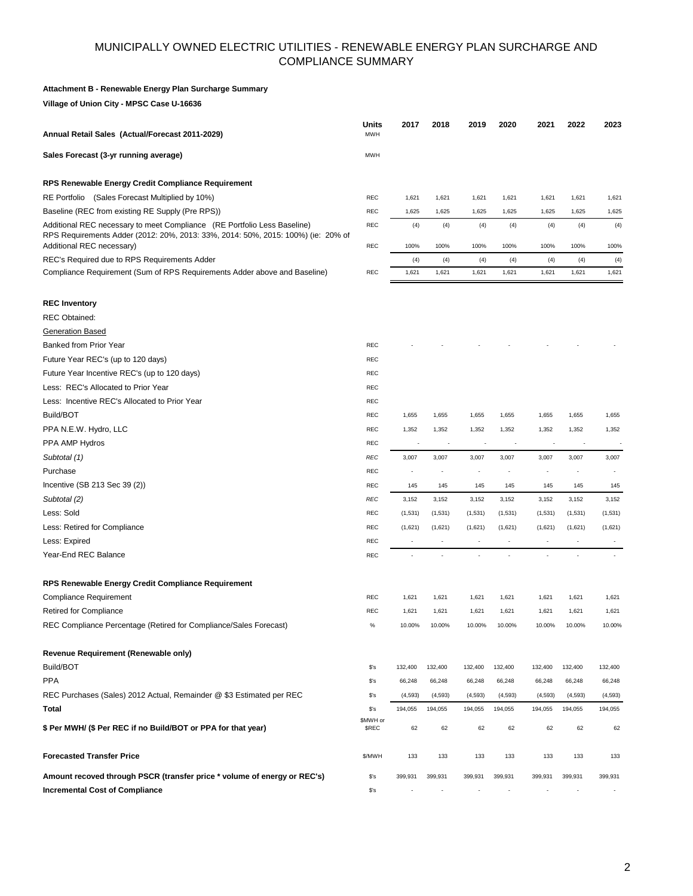# MUNICIPALLY OWNED ELECTRIC UTILITIES - RENEWABLE ENERGY PLAN SURCHARGE AND COMPLIANCE SUMMARY

**Attachment B - Renewable Energy Plan Surcharge Summary**

**Village of Union City - MPSC Case U-16636**

| | Units | 2017 | 2018 | 2019 | 2020 | 2021 | 2022 | 2023 |
|---|---|---|---|---|---|---|---|---|
| **Annual Retail Sales (Actual/Forecast 2011-2029)** | MWH | | | | | | | |
| **Sales Forecast (3-yr running average)** | MWH | | | | | | | |
| | | | | | | | | |
| **RPS Renewable Energy Credit Compliance Requirement** | | | | | | | | |
| RE Portfolio (Sales Forecast Multiplied by 10%) | REC | 1,621 | 1,621 | 1,621 | 1,621 | 1,621 | 1,621 | 1,621 |
| Baseline (REC from existing RE Supply (Pre RPS)) | REC | 1,625 | 1,625 | 1,625 | 1,625 | 1,625 | 1,625 | 1,625 |
| Additional REC necessary to meet Compliance (RE Portfolio Less Baseline) | REC | (4) | (4) | (4) | (4) | (4) | (4) | (4) |
| RPS Requirements Adder (2012: 20%, 2013: 33%, 2014: 50%, 2015: 100%) (ie: 20% of Additional REC necessary) | REC | 100% | 100% | 100% | 100% | 100% | 100% | 100% |
| REC's Required due to RPS Requirements Adder | | (4) | (4) | (4) | (4) | (4) | (4) | (4) |
| Compliance Requirement (Sum of RPS Requirements Adder above and Baseline) | REC | 1,621 | 1,621 | 1,621 | 1,621 | 1,621 | 1,621 | 1,621 |
| | | | | | | | | |
| **REC Inventory** | | | | | | | | |
| REC Obtained: | | | | | | | | |
| Generation Based | | | | | | | | |
| Banked from Prior Year | REC | - | - | - | - | - | - | - |
| Future Year REC's (up to 120 days) | REC | | | | | | | |
| Future Year Incentive REC's (up to 120 days) | REC | | | | | | | |
| Less: REC's Allocated to Prior Year | REC | | | | | | | |
| Less: Incentive REC's Allocated to Prior Year | REC | | | | | | | |
| Build/BOT | REC | 1,655 | 1,655 | 1,655 | 1,655 | 1,655 | 1,655 | 1,655 |
| PPA N.E.W. Hydro, LLC | REC | 1,352 | 1,352 | 1,352 | 1,352 | 1,352 | 1,352 | 1,352 |
| PPA AMP Hydros | REC | - | - | - | - | - | - | - |
| *Subtotal (1)* | *REC* | 3,007 | 3,007 | 3,007 | 3,007 | 3,007 | 3,007 | 3,007 |
| Purchase | REC | - | - | - | - | - | - | - |
| Incentive (SB 213 Sec 39 (2)) | REC | 145 | 145 | 145 | 145 | 145 | 145 | 145 |
| *Subtotal (2)* | *REC* | 3,152 | 3,152 | 3,152 | 3,152 | 3,152 | 3,152 | 3,152 |
| Less: Sold | REC | (1,531) | (1,531) | (1,531) | (1,531) | (1,531) | (1,531) | (1,531) |
| Less: Retired for Compliance | REC | (1,621) | (1,621) | (1,621) | (1,621) | (1,621) | (1,621) | (1,621) |
| Less: Expired | REC | - | - | - | - | - | - | - |
| Year-End REC Balance | REC | - | - | - | - | - | - | - |
| | | | | | | | | |
| **RPS Renewable Energy Credit Compliance Requirement** | | | | | | | | |
| Compliance Requirement | REC | 1,621 | 1,621 | 1,621 | 1,621 | 1,621 | 1,621 | 1,621 |
| Retired for Compliance | REC | 1,621 | 1,621 | 1,621 | 1,621 | 1,621 | 1,621 | 1,621 |
| REC Compliance Percentage (Retired for Compliance/Sales Forecast) | % | 10.00% | 10.00% | 10.00% | 10.00% | 10.00% | 10.00% | 10.00% |
| | | | | | | | | |
| **Revenue Requirement (Renewable only)** | | | | | | | | |
| Build/BOT | $'s | 132,400 | 132,400 | 132,400 | 132,400 | 132,400 | 132,400 | 132,400 |
| PPA | $'s | 66,248 | 66,248 | 66,248 | 66,248 | 66,248 | 66,248 | 66,248 |
| REC Purchases (Sales) 2012 Actual, Remainder @ $3 Estimated per REC | $'s | (4,593) | (4,593) | (4,593) | (4,593) | (4,593) | (4,593) | (4,593) |
| **Total** | $'s | 194,055 | 194,055 | 194,055 | 194,055 | 194,055 | 194,055 | 194,055 |
| **$ Per MWH/ ($ Per REC if no Build/BOT or PPA for that year)** | $MWH or $REC | 62 | 62 | 62 | 62 | 62 | 62 | 62 |
| | | | | | | | | |
| **Forecasted Transfer Price** | $/MWH | 133 | 133 | 133 | 133 | 133 | 133 | 133 |
| | | | | | | | | |
| **Amount recoved through PSCR (transfer price * volume of energy or REC's)** | $'s | 399,931 | 399,931 | 399,931 | 399,931 | 399,931 | 399,931 | 399,931 |
| **Incremental Cost of Compliance** | $'s | - | - | - | - | - | - | - |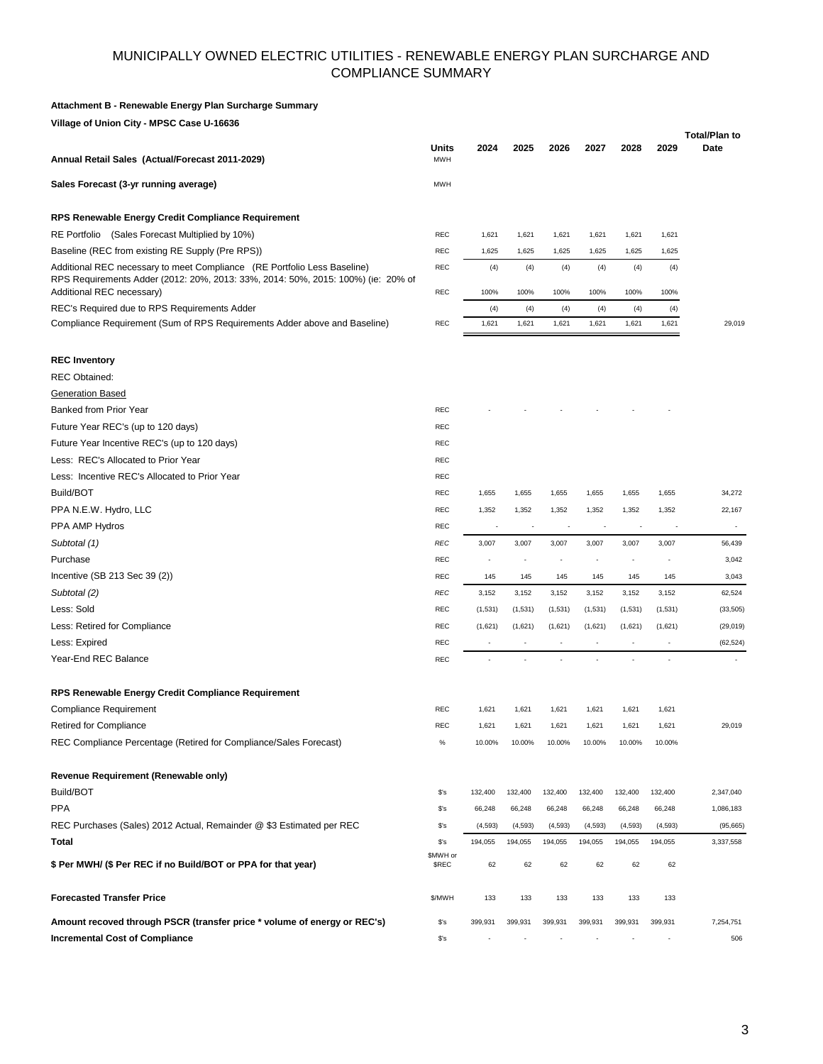# MUNICIPALLY OWNED ELECTRIC UTILITIES - RENEWABLE ENERGY PLAN SURCHARGE AND COMPLIANCE SUMMARY

**Attachment B - Renewable Energy Plan Surcharge Summary**

**Village of Union City - MPSC Case U-16636**

| | Units | 2024 | 2025 | 2026 | 2027 | 2028 | 2029 | Total/Plan to Date |
|---|---|---|---|---|---|---|---|---|
| **Annual Retail Sales (Actual/Forecast 2011-2029)** | MWH | | | | | | | |
| **Sales Forecast (3-yr running average)** | MWH | | | | | | | |
| **RPS Renewable Energy Credit Compliance Requirement** | | | | | | | | |
| RE Portfolio (Sales Forecast Multiplied by 10%) | REC | 1,621 | 1,621 | 1,621 | 1,621 | 1,621 | 1,621 | |
| Baseline (REC from existing RE Supply (Pre RPS)) | REC | 1,625 | 1,625 | 1,625 | 1,625 | 1,625 | 1,625 | |
| Additional REC necessary to meet Compliance (RE Portfolio Less Baseline) | REC | (4) | (4) | (4) | (4) | (4) | (4) | |
| RPS Requirements Adder (2012: 20%, 2013: 33%, 2014: 50%, 2015: 100%) (ie: 20% of Additional REC necessary) | REC | 100% | 100% | 100% | 100% | 100% | 100% | |
| REC's Required due to RPS Requirements Adder | | (4) | (4) | (4) | (4) | (4) | (4) | |
| Compliance Requirement (Sum of RPS Requirements Adder above and Baseline) | REC | 1,621 | 1,621 | 1,621 | 1,621 | 1,621 | 1,621 | 29,019 |
| **REC Inventory** | | | | | | | | |
| REC Obtained: | | | | | | | | |
| Generation Based | | | | | | | | |
| Banked from Prior Year | REC | - | - | - | - | - | - | |
| Future Year REC's (up to 120 days) | REC | | | | | | | |
| Future Year Incentive REC's (up to 120 days) | REC | | | | | | | |
| Less: REC's Allocated to Prior Year | REC | | | | | | | |
| Less: Incentive REC's Allocated to Prior Year | REC | | | | | | | |
| Build/BOT | REC | 1,655 | 1,655 | 1,655 | 1,655 | 1,655 | 1,655 | 34,272 |
| PPA N.E.W. Hydro, LLC | REC | 1,352 | 1,352 | 1,352 | 1,352 | 1,352 | 1,352 | 22,167 |
| PPA AMP Hydros | REC | - | - | - | - | - | - | - |
| *Subtotal (1)* | *REC* | 3,007 | 3,007 | 3,007 | 3,007 | 3,007 | 3,007 | 56,439 |
| Purchase | REC | - | - | - | - | - | - | 3,042 |
| Incentive (SB 213 Sec 39 (2)) | REC | 145 | 145 | 145 | 145 | 145 | 145 | 3,043 |
| *Subtotal (2)* | *REC* | 3,152 | 3,152 | 3,152 | 3,152 | 3,152 | 3,152 | 62,524 |
| Less: Sold | REC | (1,531) | (1,531) | (1,531) | (1,531) | (1,531) | (1,531) | (33,505) |
| Less: Retired for Compliance | REC | (1,621) | (1,621) | (1,621) | (1,621) | (1,621) | (1,621) | (29,019) |
| Less: Expired | REC | - | - | - | - | - | - | (62,524) |
| Year-End REC Balance | REC | - | - | - | - | - | - | - |
| **RPS Renewable Energy Credit Compliance Requirement** | | | | | | | | |
| Compliance Requirement | REC | 1,621 | 1,621 | 1,621 | 1,621 | 1,621 | 1,621 | |
| Retired for Compliance | REC | 1,621 | 1,621 | 1,621 | 1,621 | 1,621 | 1,621 | 29,019 |
| REC Compliance Percentage (Retired for Compliance/Sales Forecast) | % | 10.00% | 10.00% | 10.00% | 10.00% | 10.00% | 10.00% | |
| **Revenue Requirement (Renewable only)** | | | | | | | | |
| Build/BOT | $'s | 132,400 | 132,400 | 132,400 | 132,400 | 132,400 | 132,400 | 2,347,040 |
| PPA | $'s | 66,248 | 66,248 | 66,248 | 66,248 | 66,248 | 66,248 | 1,086,183 |
| REC Purchases (Sales) 2012 Actual, Remainder @ $3 Estimated per REC | $'s | (4,593) | (4,593) | (4,593) | (4,593) | (4,593) | (4,593) | (95,665) |
| **Total** | $'s | 194,055 | 194,055 | 194,055 | 194,055 | 194,055 | 194,055 | 3,337,558 |
| **$ Per MWH/ ($ Per REC if no Build/BOT or PPA for that year)** | $MWH or $REC | 62 | 62 | 62 | 62 | 62 | 62 | |
| **Forecasted Transfer Price** | $/MWH | 133 | 133 | 133 | 133 | 133 | 133 | |
| **Amount recoved through PSCR (transfer price * volume of energy or REC's)** | $'s | 399,931 | 399,931 | 399,931 | 399,931 | 399,931 | 399,931 | 7,254,751 |
| **Incremental Cost of Compliance** | $'s | - | - | - | - | - | - | 506 |